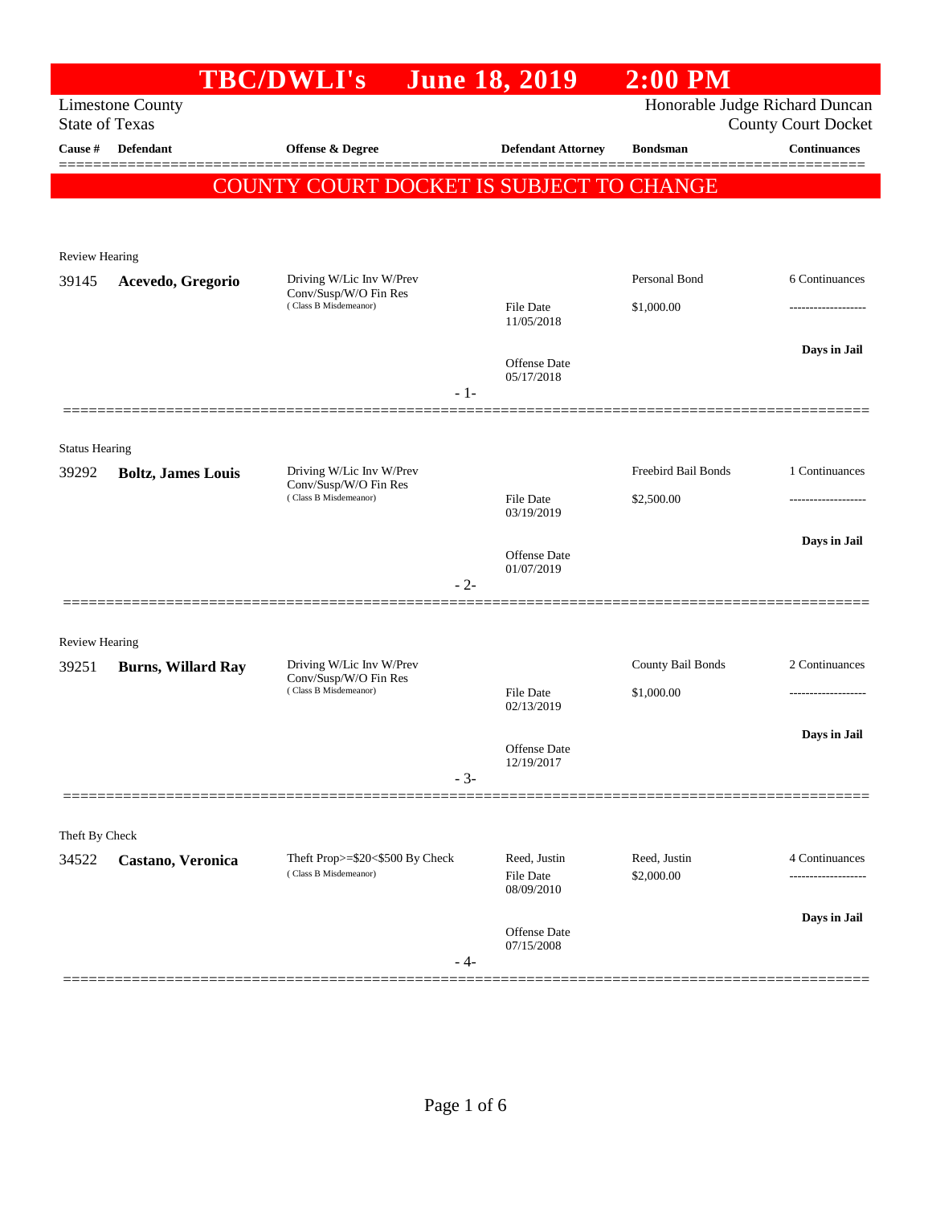# TBC/DWLI's June 18, 2019 2:00 PM

Limestone County
State of Texas

Honorable Judge Richard Duncan
County Court Docket

| Cause # | Defendant | Offense & Degree | Defendant Attorney | Bondsman | Continuances |
|---|---|---|---|---|---|

**COUNTY COURT DOCKET IS SUBJECT TO CHANGE**

---

Review Hearing

| Cause # | Defendant | Offense & Degree | Defendant Attorney | Bondsman | Continuances |
|---|---|---|---|---|---|
| 39145 | **Acevedo, Gregorio** | Driving W/Lic Inv W/Prev Conv/Susp/W/O Fin Res (Class B Misdemeanor) | File Date 11/05/2018 | Personal Bond $1,000.00 | 6 Continuances |
| | | | Offense Date 05/17/2018 | | Days in Jail |

- 1-

---

Status Hearing

| Cause # | Defendant | Offense & Degree | Defendant Attorney | Bondsman | Continuances |
|---|---|---|---|---|---|
| 39292 | **Boltz, James Louis** | Driving W/Lic Inv W/Prev Conv/Susp/W/O Fin Res (Class B Misdemeanor) | File Date 03/19/2019 | Freebird Bail Bonds $2,500.00 | 1 Continuances |
| | | | Offense Date 01/07/2019 | | Days in Jail |

- 2-

---

Review Hearing

| Cause # | Defendant | Offense & Degree | Defendant Attorney | Bondsman | Continuances |
|---|---|---|---|---|---|
| 39251 | **Burns, Willard Ray** | Driving W/Lic Inv W/Prev Conv/Susp/W/O Fin Res (Class B Misdemeanor) | File Date 02/13/2019 | County Bail Bonds $1,000.00 | 2 Continuances |
| | | | Offense Date 12/19/2017 | | Days in Jail |

- 3-

---

Theft By Check

| Cause # | Defendant | Offense & Degree | Defendant Attorney | Bondsman | Continuances |
|---|---|---|---|---|---|
| 34522 | **Castano, Veronica** | Theft Prop>=$20<$500 By Check (Class B Misdemeanor) | Reed, Justin File Date 08/09/2010 | Reed, Justin $2,000.00 | 4 Continuances |
| | | | Offense Date 07/15/2008 | | Days in Jail |

- 4-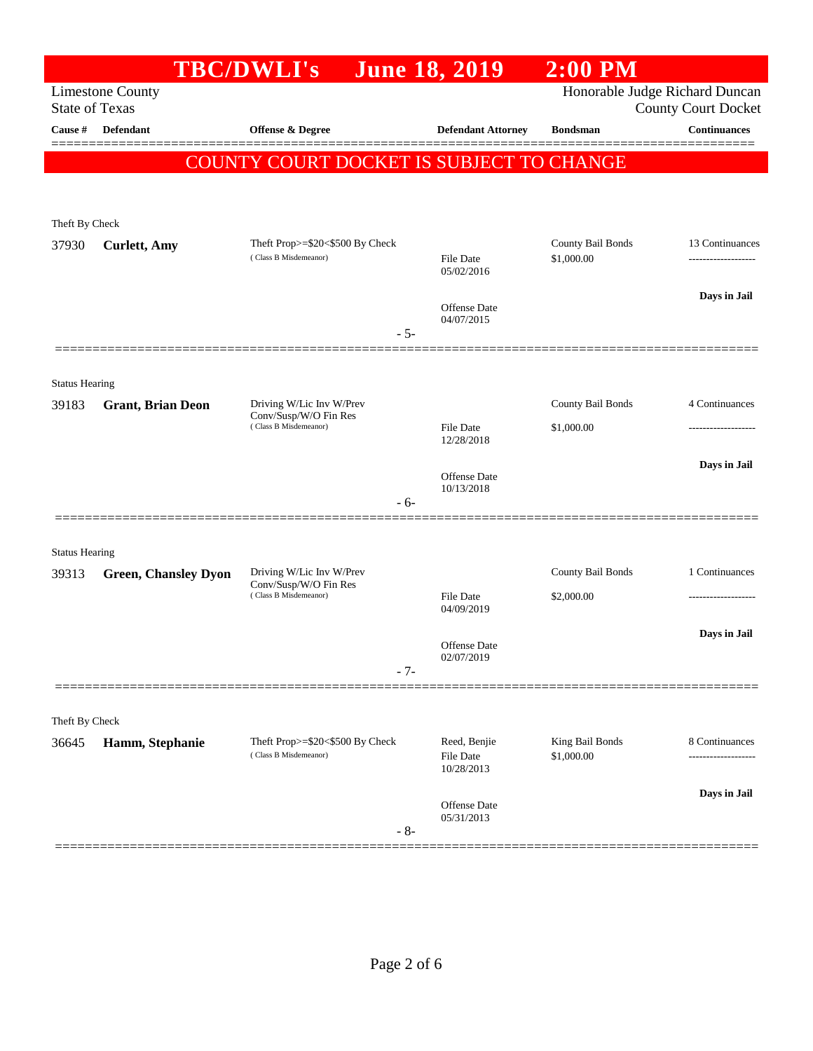# TBC/DWLI's June 18, 2019 2:00 PM

Limestone County
State of Texas

Honorable Judge Richard Duncan
County Court Docket

| Cause # | Defendant | Offense & Degree | Defendant Attorney | Bondsman | Continuances |
|---|---|---|---|---|---|

**COUNTY COURT DOCKET IS SUBJECT TO CHANGE**

---

Theft By Check

| Cause # | Defendant | Offense & Degree | Defendant Attorney | Bondsman | Continuances |
|---|---|---|---|---|---|
| 37930 | **Curlett, Amy** | Theft Prop>=$20<$500 By Check (Class B Misdemeanor) | File Date 05/02/2016; Offense Date 04/07/2015 | County Bail Bonds $1,000.00 | 13 Continuances; Days in Jail |

- 5-

---

Status Hearing

| Cause # | Defendant | Offense & Degree | Defendant Attorney | Bondsman | Continuances |
|---|---|---|---|---|---|
| 39183 | **Grant, Brian Deon** | Driving W/Lic Inv W/Prev Conv/Susp/W/O Fin Res (Class B Misdemeanor) | File Date 12/28/2018; Offense Date 10/13/2018 | County Bail Bonds $1,000.00 | 4 Continuances; Days in Jail |

- 6-

---

Status Hearing

| Cause # | Defendant | Offense & Degree | Defendant Attorney | Bondsman | Continuances |
|---|---|---|---|---|---|
| 39313 | **Green, Chansley Dyon** | Driving W/Lic Inv W/Prev Conv/Susp/W/O Fin Res (Class B Misdemeanor) | File Date 04/09/2019; Offense Date 02/07/2019 | County Bail Bonds $2,000.00 | 1 Continuances; Days in Jail |

- 7-

---

Theft By Check

| Cause # | Defendant | Offense & Degree | Defendant Attorney | Bondsman | Continuances |
|---|---|---|---|---|---|
| 36645 | **Hamm, Stephanie** | Theft Prop>=$20<$500 By Check (Class B Misdemeanor) | Reed, Benjie; File Date 10/28/2013; Offense Date 05/31/2013 | King Bail Bonds $1,000.00 | 8 Continuances; Days in Jail |

- 8-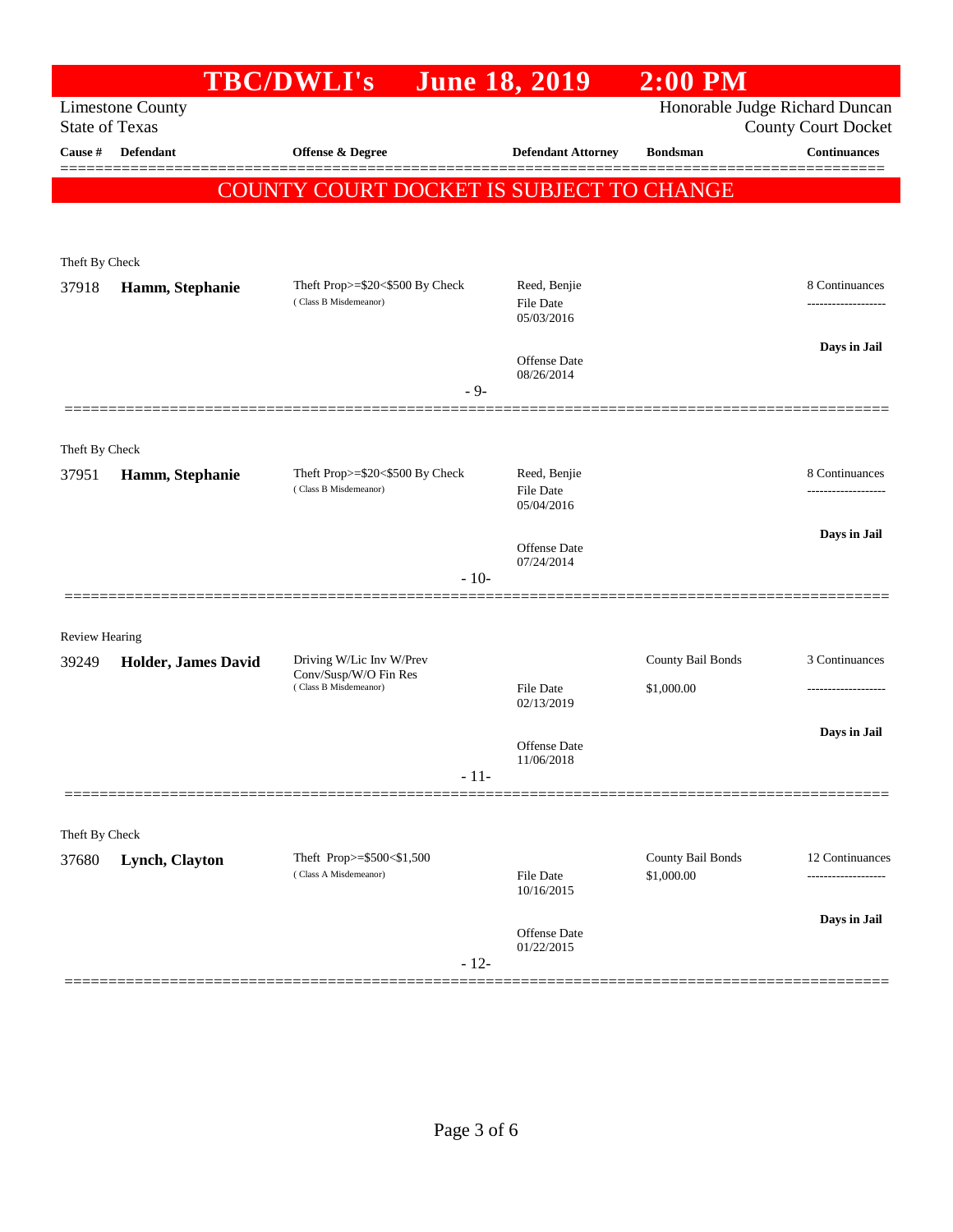# TBC/DWLI's June 18, 2019 2:00 PM

Limestone County
State of Texas

Honorable Judge Richard Duncan
County Court Docket

| Cause # | Defendant | Offense & Degree | Defendant Attorney | Bondsman | Continuances |
|---|---|---|---|---|---|

**COUNTY COURT DOCKET IS SUBJECT TO CHANGE**

Theft By Check

| Cause # | Defendant | Offense & Degree | Defendant Attorney | Bondsman | Continuances |
|---|---|---|---|---|---|
| 37918 | **Hamm, Stephanie** | Theft Prop>=$20<$500 By Check (Class B Misdemeanor) | Reed, Benjie<br>File Date 05/03/2016<br>Offense Date 08/26/2014 | | 8 Continuances<br>-------------------<br>**Days in Jail** |

- 9-

Theft By Check

| Cause # | Defendant | Offense & Degree | Defendant Attorney | Bondsman | Continuances |
|---|---|---|---|---|---|
| 37951 | **Hamm, Stephanie** | Theft Prop>=$20<$500 By Check (Class B Misdemeanor) | Reed, Benjie<br>File Date 05/04/2016<br>Offense Date 07/24/2014 | | 8 Continuances<br>-------------------<br>**Days in Jail** |

- 10-

Review Hearing

| Cause # | Defendant | Offense & Degree | Defendant Attorney | Bondsman | Continuances |
|---|---|---|---|---|---|
| 39249 | **Holder, James David** | Driving W/Lic Inv W/Prev Conv/Susp/W/O Fin Res (Class B Misdemeanor) | File Date 02/13/2019<br>Offense Date 11/06/2018 | County Bail Bonds<br>$1,000.00 | 3 Continuances<br>-------------------<br>**Days in Jail** |

- 11-

Theft By Check

| Cause # | Defendant | Offense & Degree | Defendant Attorney | Bondsman | Continuances |
|---|---|---|---|---|---|
| 37680 | **Lynch, Clayton** | Theft Prop>=$500<$1,500 (Class A Misdemeanor) | File Date 10/16/2015<br>Offense Date 01/22/2015 | County Bail Bonds<br>$1,000.00 | 12 Continuances<br>-------------------<br>**Days in Jail** |

- 12-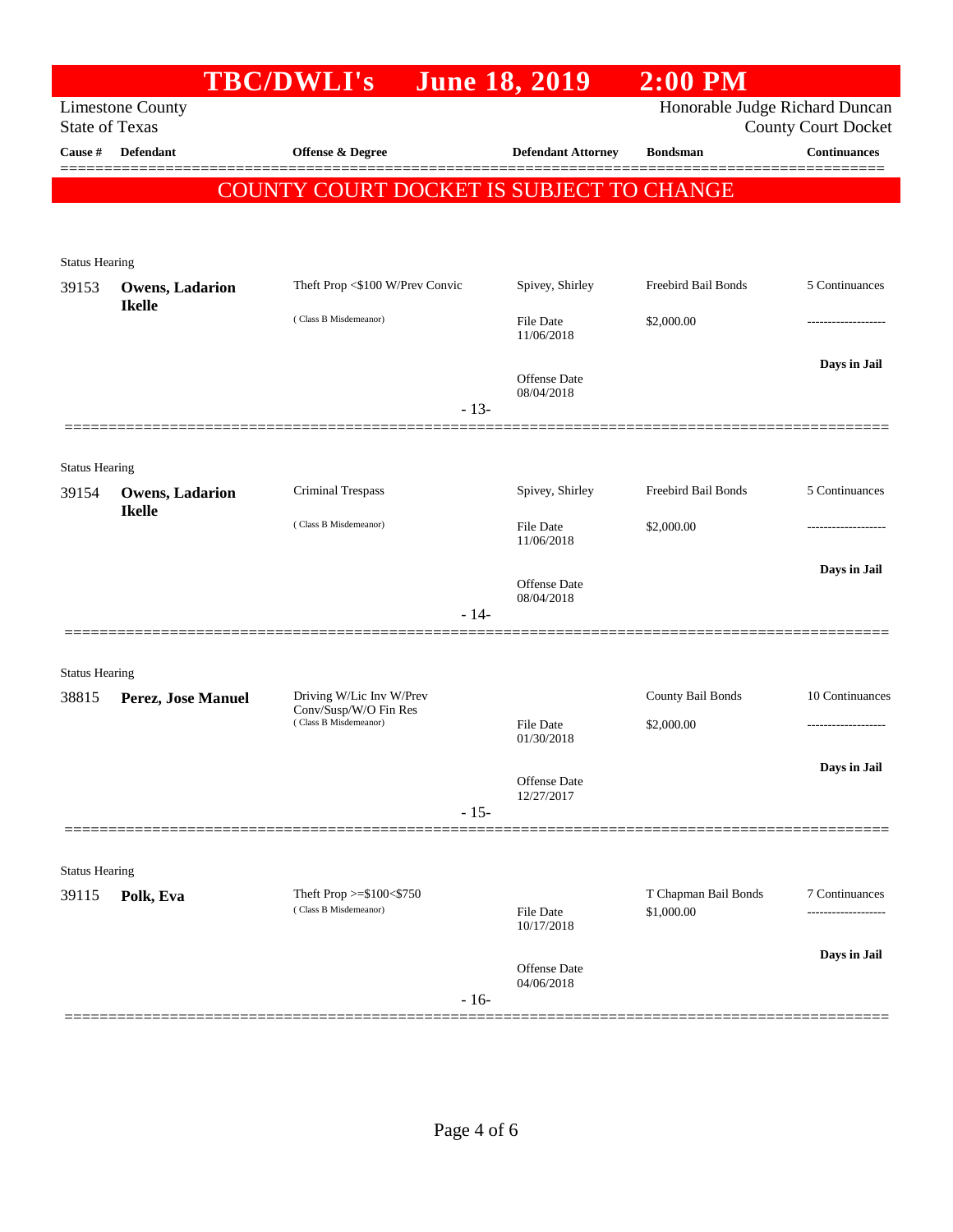# TBC/DWLI's June 18, 2019 2:00 PM

Limestone County
State of Texas

Honorable Judge Richard Duncan
County Court Docket

| Cause # | Defendant | Offense & Degree | Defendant Attorney | Bondsman | Continuances |
|---|---|---|---|---|---|

**COUNTY COURT DOCKET IS SUBJECT TO CHANGE**

Status Hearing

| Cause # | Defendant | Offense & Degree | Defendant Attorney | Bondsman | Continuances |
|---|---|---|---|---|---|
| 39153 | **Owens, Ladarion Ikelle** | Theft Prop <$100 W/Prev Convic (Class B Misdemeanor) | Spivey, Shirley | Freebird Bail Bonds | 5 Continuances |
| | | | File Date 11/06/2018 | $2,000.00 | ------------------- |
| | | | Offense Date 08/04/2018 | | Days in Jail |

- 13-

Status Hearing

| Cause # | Defendant | Offense & Degree | Defendant Attorney | Bondsman | Continuances |
|---|---|---|---|---|---|
| 39154 | **Owens, Ladarion Ikelle** | Criminal Trespass (Class B Misdemeanor) | Spivey, Shirley | Freebird Bail Bonds | 5 Continuances |
| | | | File Date 11/06/2018 | $2,000.00 | ------------------- |
| | | | Offense Date 08/04/2018 | | Days in Jail |

- 14-

Status Hearing

| Cause # | Defendant | Offense & Degree | Defendant Attorney | Bondsman | Continuances |
|---|---|---|---|---|---|
| 38815 | **Perez, Jose Manuel** | Driving W/Lic Inv W/Prev Conv/Susp/W/O Fin Res (Class B Misdemeanor) | | County Bail Bonds | 10 Continuances |
| | | | File Date 01/30/2018 | $2,000.00 | ------------------- |
| | | | Offense Date 12/27/2017 | | Days in Jail |

- 15-

Status Hearing

| Cause # | Defendant | Offense & Degree | Defendant Attorney | Bondsman | Continuances |
|---|---|---|---|---|---|
| 39115 | **Polk, Eva** | Theft Prop >=$100<$750 (Class B Misdemeanor) | | T Chapman Bail Bonds | 7 Continuances |
| | | | File Date 10/17/2018 | $1,000.00 | ------------------- |
| | | | Offense Date 04/06/2018 | | Days in Jail |

- 16-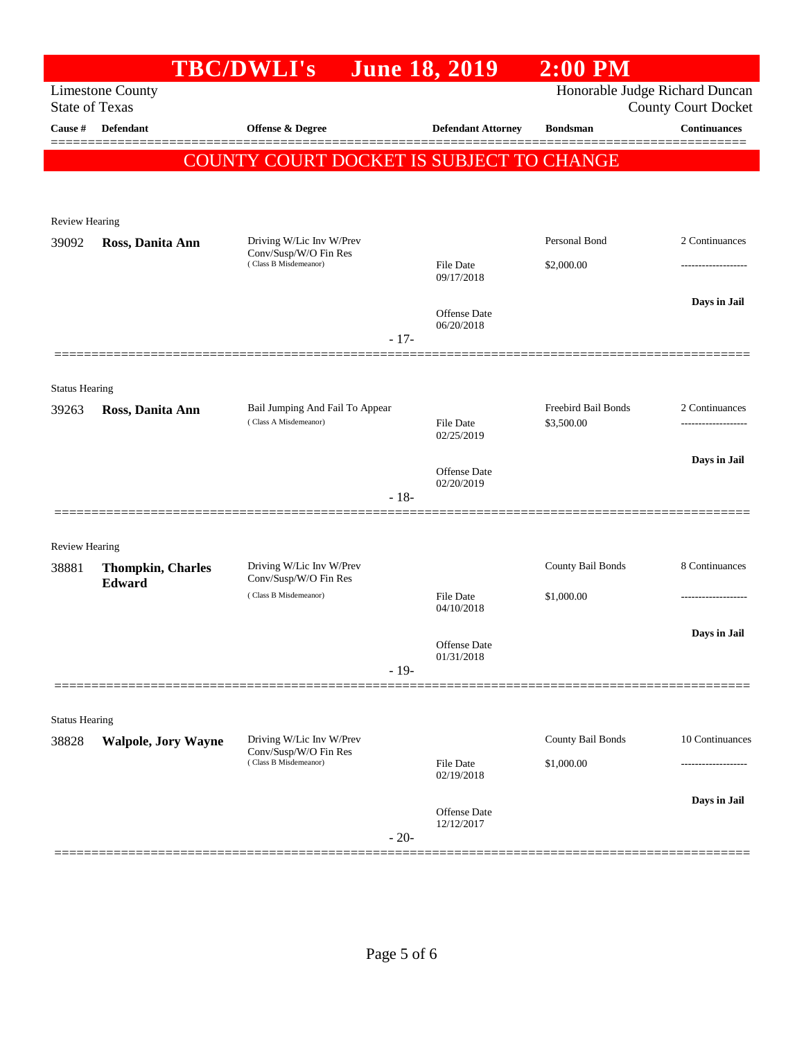# TBC/DWLI's June 18, 2019 2:00 PM

Limestone County
State of Texas

Honorable Judge Richard Duncan
County Court Docket

| Cause # | Defendant | Offense & Degree | Defendant Attorney | Bondsman | Continuances |
|---|---|---|---|---|---|

**COUNTY COURT DOCKET IS SUBJECT TO CHANGE**

---

Review Hearing

| Cause # | Defendant | Offense & Degree | Defendant Attorney | Bondsman | Continuances |
|---|---|---|---|---|---|
| 39092 | **Ross, Danita Ann** | Driving W/Lic Inv W/Prev Conv/Susp/W/O Fin Res (Class B Misdemeanor) | File Date 09/17/2018<br>Offense Date 06/20/2018 | Personal Bond<br>$2,000.00 | 2 Continuances<br>-------------------<br>**Days in Jail** |

- 17-

---

Status Hearing

| Cause # | Defendant | Offense & Degree | Defendant Attorney | Bondsman | Continuances |
|---|---|---|---|---|---|
| 39263 | **Ross, Danita Ann** | Bail Jumping And Fail To Appear (Class A Misdemeanor) | File Date 02/25/2019<br>Offense Date 02/20/2019 | Freebird Bail Bonds<br>$3,500.00 | 2 Continuances<br>-------------------<br>**Days in Jail** |

- 18-

---

Review Hearing

| Cause # | Defendant | Offense & Degree | Defendant Attorney | Bondsman | Continuances |
|---|---|---|---|---|---|
| 38881 | **Thompkin, Charles Edward** | Driving W/Lic Inv W/Prev Conv/Susp/W/O Fin Res (Class B Misdemeanor) | File Date 04/10/2018<br>Offense Date 01/31/2018 | County Bail Bonds<br>$1,000.00 | 8 Continuances<br>-------------------<br>**Days in Jail** |

- 19-

---

Status Hearing

| Cause # | Defendant | Offense & Degree | Defendant Attorney | Bondsman | Continuances |
|---|---|---|---|---|---|
| 38828 | **Walpole, Jory Wayne** | Driving W/Lic Inv W/Prev Conv/Susp/W/O Fin Res (Class B Misdemeanor) | File Date 02/19/2018<br>Offense Date 12/12/2017 | County Bail Bonds<br>$1,000.00 | 10 Continuances<br>-------------------<br>**Days in Jail** |

- 20-

---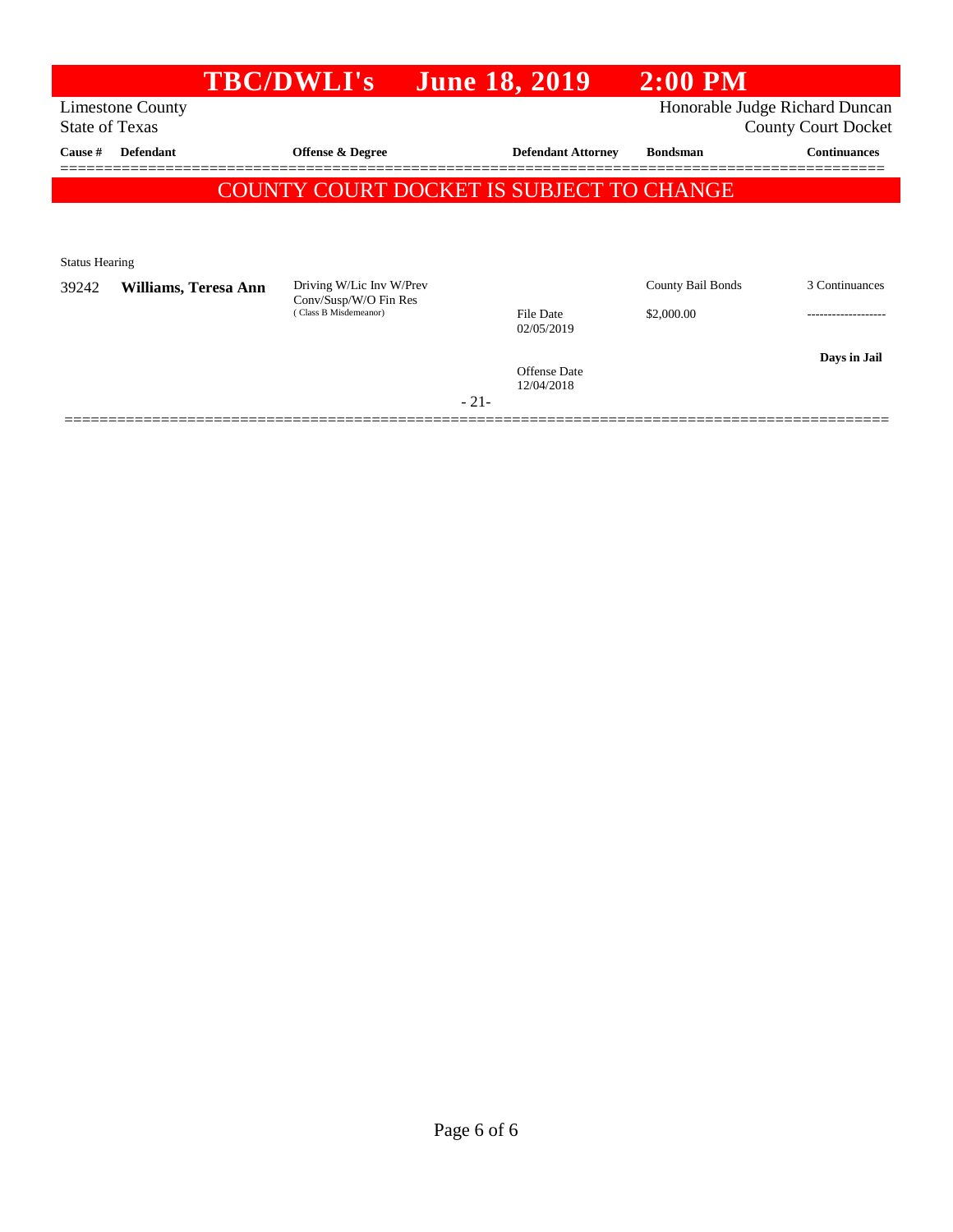# TBC/DWLI's June 18, 2019 2:00 PM

Limestone County
State of Texas

Honorable Judge Richard Duncan
County Court Docket

| Cause # | Defendant | Offense & Degree | Defendant Attorney | Bondsman | Continuances |
|---|---|---|---|---|---|

## COUNTY COURT DOCKET IS SUBJECT TO CHANGE

Status Hearing

| Cause # | Defendant | Offense & Degree | Defendant Attorney | Bondsman | Continuances |
|---|---|---|---|---|---|
| 39242 | **Williams, Teresa Ann** | Driving W/Lic Inv W/Prev Conv/Susp/W/O Fin Res ( Class B Misdemeanor) | File Date 02/05/2019 | County Bail Bonds $2,000.00 | 3 Continuances ------------------- |
| | | | Offense Date 12/04/2018 | | **Days in Jail** |

- 21-